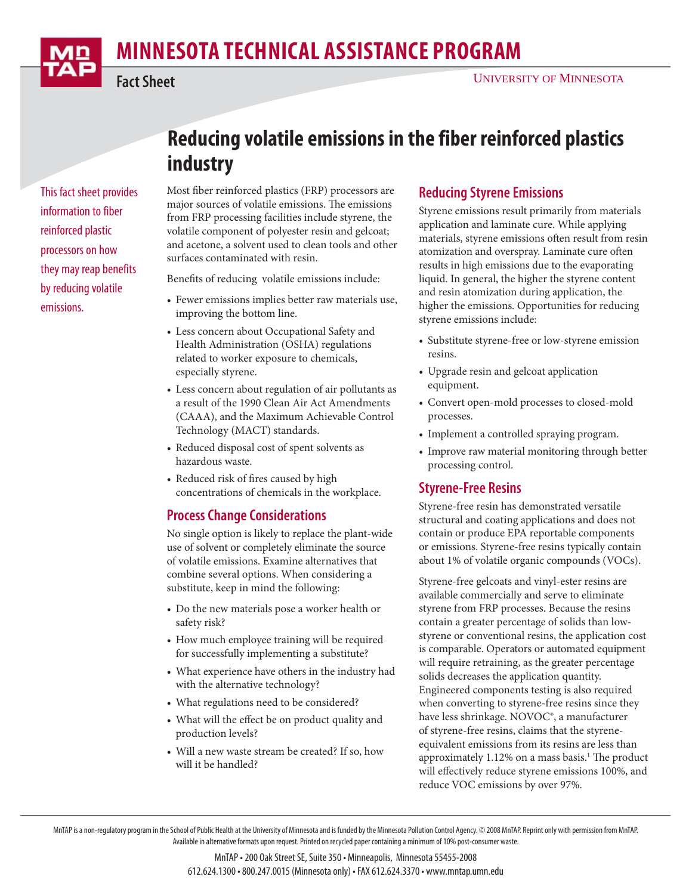# MINNESOTA TECHNICAL ASSISTANCE PROGRAM

**Fact Sheet**

UNIVERSITY OF MINNESOTA

## Reducing volatile emissions in the fiber reinforced plastics industry

This fact sheet provides information to fiber reinforced plastic processors on how they may reap benefits by reducing volatile emissions.

Most fiber reinforced plastics (FRP) processors are major sources of volatile emissions. The emissions from FRP processing facilities include styrene, the volatile component of polyester resin and gelcoat; and acetone, a solvent used to clean tools and other surfaces contaminated with resin.

Benefits of reducing volatile emissions include:

- Fewer emissions implies better raw materials use, improving the bottom line.
- Less concern about Occupational Safety and Health Administration (OSHA) regulations related to worker exposure to chemicals, especially styrene.
- Less concern about regulation of air pollutants as a result of the 1990 Clean Air Act Amendments (CAAA), and the Maximum Achievable Control Technology (MACT) standards.
- Reduced disposal cost of spent solvents as hazardous waste.
- Reduced risk of fires caused by high concentrations of chemicals in the workplace.

### Process Change Considerations

No single option is likely to replace the plant-wide use of solvent or completely eliminate the source of volatile emissions. Examine alternatives that combine several options. When considering a substitute, keep in mind the following:

- Do the new materials pose a worker health or safety risk?
- How much employee training will be required for successfully implementing a substitute?
- What experience have others in the industry had with the alternative technology?
- What regulations need to be considered?
- What will the effect be on product quality and production levels?
- Will a new waste stream be created? If so, how will it be handled?

### Reducing Styrene Emissions

Styrene emissions result primarily from materials application and laminate cure. While applying materials, styrene emissions often result from resin atomization and overspray. Laminate cure often results in high emissions due to the evaporating liquid. In general, the higher the styrene content and resin atomization during application, the higher the emissions. Opportunities for reducing styrene emissions include:

- Substitute styrene-free or low-styrene emission resins.
- Upgrade resin and gelcoat application equipment.
- Convert open-mold processes to closed-mold processes.
- Implement a controlled spraying program.
- Improve raw material monitoring through better processing control.

### Styrene-Free Resins

Styrene-free resin has demonstrated versatile structural and coating applications and does not contain or produce EPA reportable components or emissions. Styrene-free resins typically contain about 1% of volatile organic compounds (VOCs).

Styrene-free gelcoats and vinyl-ester resins are available commercially and serve to eliminate styrene from FRP processes. Because the resins contain a greater percentage of solids than low-styrene or conventional resins, the application cost is comparable. Operators or automated equipment will require retraining, as the greater percentage solids decreases the application quantity. Engineered components testing is also required when converting to styrene-free resins since they have less shrinkage. NOVOC®, a manufacturer of styrene-free resins, claims that the styrene-equivalent emissions from its resins are less than approximately 1.12% on a mass basis.[1] The product will effectively reduce styrene emissions 100%, and reduce VOC emissions by over 97%.

MnTAP is a non-regulatory program in the School of Public Health at the University of Minnesota and is funded by the Minnesota Pollution Control Agency. © 2008 MnTAP. Reprint only with permission from MnTAP. Available in alternative formats upon request. Printed on recycled paper containing a minimum of 10% post-consumer waste.

MnTAP • 200 Oak Street SE, Suite 350 • Minneapolis, Minnesota 55455-2008
612.624.1300 • 800.247.0015 (Minnesota only) • FAX 612.624.3370 • www.mntap.umn.edu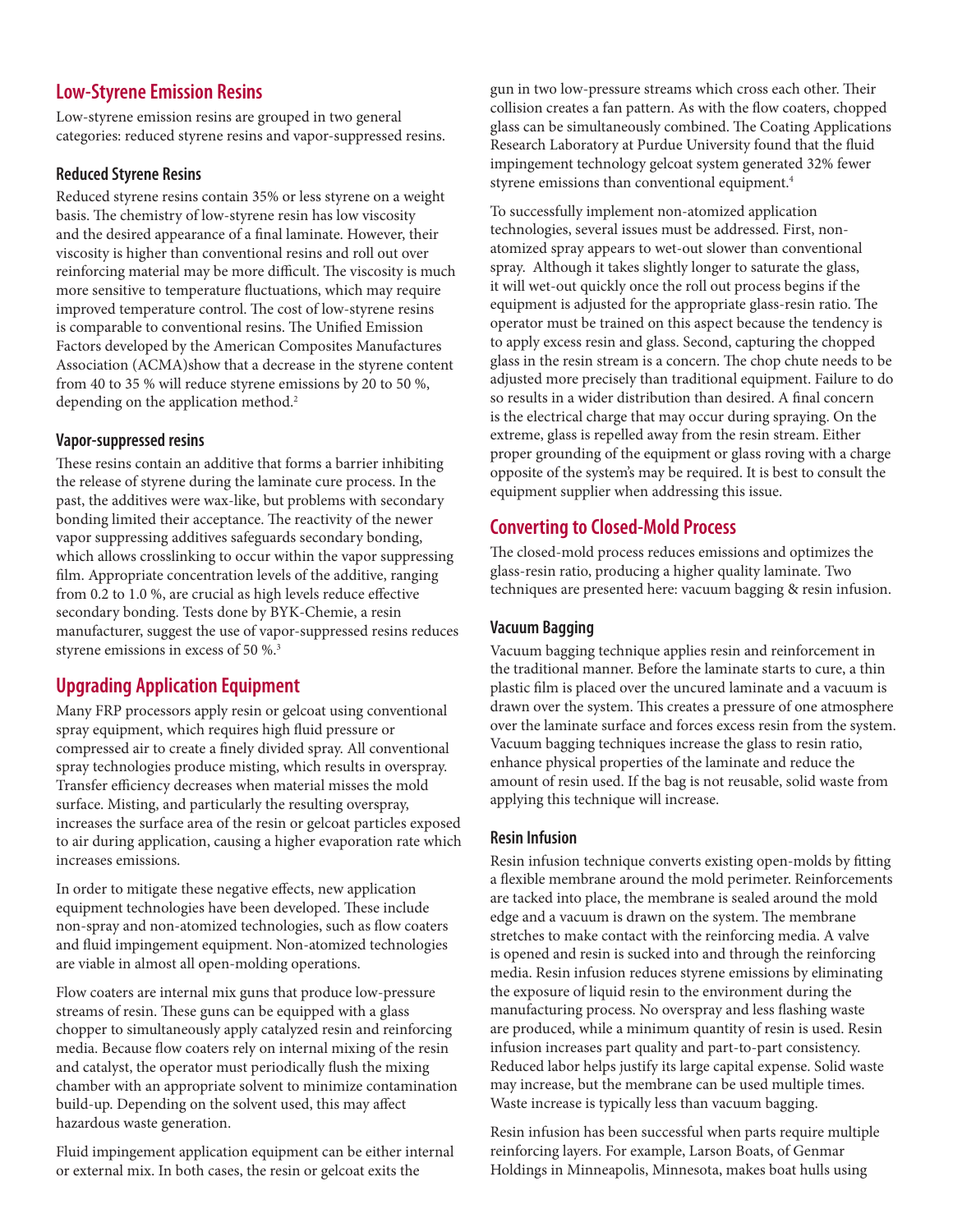## Low-Styrene Emission Resins

Low-styrene emission resins are grouped in two general categories: reduced styrene resins and vapor-suppressed resins.

### Reduced Styrene Resins

Reduced styrene resins contain 35% or less styrene on a weight basis. The chemistry of low-styrene resin has low viscosity and the desired appearance of a final laminate. However, their viscosity is higher than conventional resins and roll out over reinforcing material may be more difficult. The viscosity is much more sensitive to temperature fluctuations, which may require improved temperature control. The cost of low-styrene resins is comparable to conventional resins. The Unified Emission Factors developed by the American Composites Manufactures Association (ACMA)show that a decrease in the styrene content from 40 to 35 % will reduce styrene emissions by 20 to 50 %, depending on the application method.[2]

### Vapor-suppressed resins

These resins contain an additive that forms a barrier inhibiting the release of styrene during the laminate cure process. In the past, the additives were wax-like, but problems with secondary bonding limited their acceptance. The reactivity of the newer vapor suppressing additives safeguards secondary bonding, which allows crosslinking to occur within the vapor suppressing film. Appropriate concentration levels of the additive, ranging from 0.2 to 1.0 %, are crucial as high levels reduce effective secondary bonding. Tests done by BYK-Chemie, a resin manufacturer, suggest the use of vapor-suppressed resins reduces styrene emissions in excess of 50 %.[3]

## Upgrading Application Equipment

Many FRP processors apply resin or gelcoat using conventional spray equipment, which requires high fluid pressure or compressed air to create a finely divided spray. All conventional spray technologies produce misting, which results in overspray. Transfer efficiency decreases when material misses the mold surface. Misting, and particularly the resulting overspray, increases the surface area of the resin or gelcoat particles exposed to air during application, causing a higher evaporation rate which increases emissions.

In order to mitigate these negative effects, new application equipment technologies have been developed. These include non-spray and non-atomized technologies, such as flow coaters and fluid impingement equipment. Non-atomized technologies are viable in almost all open-molding operations.

Flow coaters are internal mix guns that produce low-pressure streams of resin. These guns can be equipped with a glass chopper to simultaneously apply catalyzed resin and reinforcing media. Because flow coaters rely on internal mixing of the resin and catalyst, the operator must periodically flush the mixing chamber with an appropriate solvent to minimize contamination build-up. Depending on the solvent used, this may affect hazardous waste generation.

Fluid impingement application equipment can be either internal or external mix. In both cases, the resin or gelcoat exits the gun in two low-pressure streams which cross each other. Their collision creates a fan pattern. As with the flow coaters, chopped glass can be simultaneously combined. The Coating Applications Research Laboratory at Purdue University found that the fluid impingement technology gelcoat system generated 32% fewer styrene emissions than conventional equipment.[4]

To successfully implement non-atomized application technologies, several issues must be addressed. First, non-atomized spray appears to wet-out slower than conventional spray. Although it takes slightly longer to saturate the glass, it will wet-out quickly once the roll out process begins if the equipment is adjusted for the appropriate glass-resin ratio. The operator must be trained on this aspect because the tendency is to apply excess resin and glass. Second, capturing the chopped glass in the resin stream is a concern. The chop chute needs to be adjusted more precisely than traditional equipment. Failure to do so results in a wider distribution than desired. A final concern is the electrical charge that may occur during spraying. On the extreme, glass is repelled away from the resin stream. Either proper grounding of the equipment or glass roving with a charge opposite of the system's may be required. It is best to consult the equipment supplier when addressing this issue.

## Converting to Closed-Mold Process

The closed-mold process reduces emissions and optimizes the glass-resin ratio, producing a higher quality laminate. Two techniques are presented here: vacuum bagging & resin infusion.

### Vacuum Bagging

Vacuum bagging technique applies resin and reinforcement in the traditional manner. Before the laminate starts to cure, a thin plastic film is placed over the uncured laminate and a vacuum is drawn over the system. This creates a pressure of one atmosphere over the laminate surface and forces excess resin from the system. Vacuum bagging techniques increase the glass to resin ratio, enhance physical properties of the laminate and reduce the amount of resin used. If the bag is not reusable, solid waste from applying this technique will increase.

### Resin Infusion

Resin infusion technique converts existing open-molds by fitting a flexible membrane around the mold perimeter. Reinforcements are tacked into place, the membrane is sealed around the mold edge and a vacuum is drawn on the system. The membrane stretches to make contact with the reinforcing media. A valve is opened and resin is sucked into and through the reinforcing media. Resin infusion reduces styrene emissions by eliminating the exposure of liquid resin to the environment during the manufacturing process. No overspray and less flashing waste are produced, while a minimum quantity of resin is used. Resin infusion increases part quality and part-to-part consistency. Reduced labor helps justify its large capital expense. Solid waste may increase, but the membrane can be used multiple times. Waste increase is typically less than vacuum bagging.

Resin infusion has been successful when parts require multiple reinforcing layers. For example, Larson Boats, of Genmar Holdings in Minneapolis, Minnesota, makes boat hulls using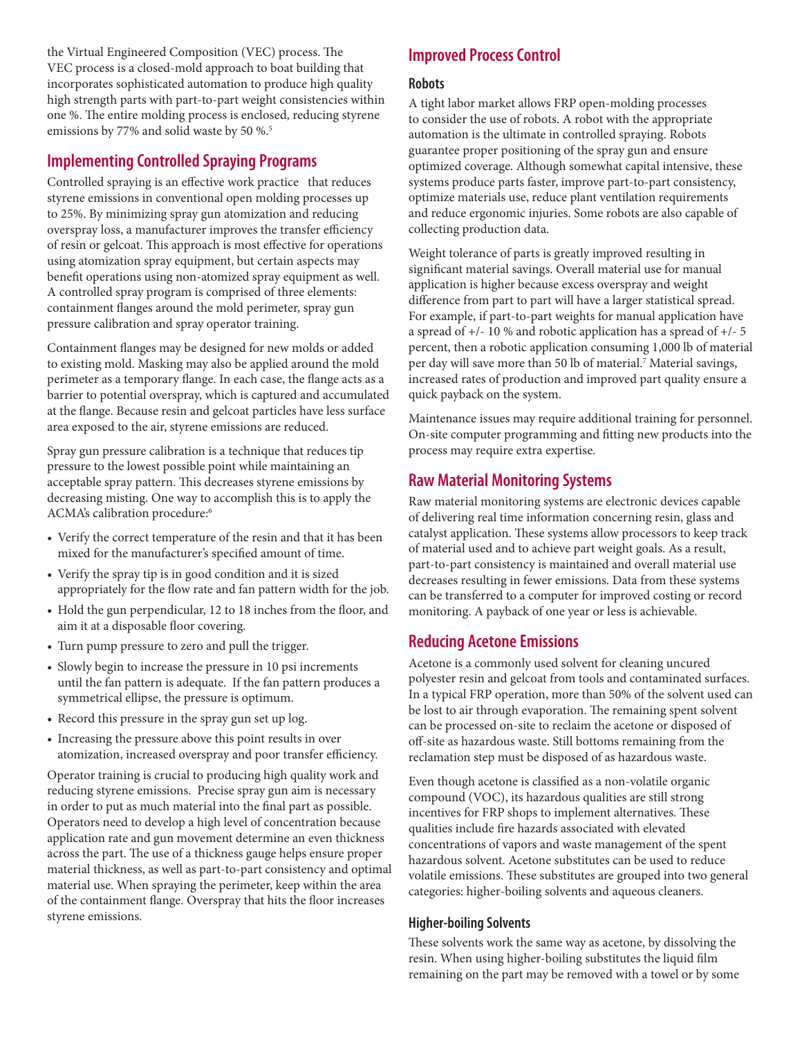the Virtual Engineered Composition (VEC) process. The VEC process is a closed-mold approach to boat building that incorporates sophisticated automation to produce high quality high strength parts with part-to-part weight consistencies within one %. The entire molding process is enclosed, reducing styrene emissions by 77% and solid waste by 50 %.[5]

## Implementing Controlled Spraying Programs

Controlled spraying is an effective work practice that reduces styrene emissions in conventional open molding processes up to 25%. By minimizing spray gun atomization and reducing overspray loss, a manufacturer improves the transfer efficiency of resin or gelcoat. This approach is most effective for operations using atomization spray equipment, but certain aspects may benefit operations using non-atomized spray equipment as well. A controlled spray program is comprised of three elements: containment flanges around the mold perimeter, spray gun pressure calibration and spray operator training.

Containment flanges may be designed for new molds or added to existing mold. Masking may also be applied around the mold perimeter as a temporary flange. In each case, the flange acts as a barrier to potential overspray, which is captured and accumulated at the flange. Because resin and gelcoat particles have less surface area exposed to the air, styrene emissions are reduced.

Spray gun pressure calibration is a technique that reduces tip pressure to the lowest possible point while maintaining an acceptable spray pattern. This decreases styrene emissions by decreasing misting. One way to accomplish this is to apply the ACMA's calibration procedure:[6]

- Verify the correct temperature of the resin and that it has been mixed for the manufacturer's specified amount of time.
- Verify the spray tip is in good condition and it is sized appropriately for the flow rate and fan pattern width for the job.
- Hold the gun perpendicular, 12 to 18 inches from the floor, and aim it at a disposable floor covering.
- Turn pump pressure to zero and pull the trigger.
- Slowly begin to increase the pressure in 10 psi increments until the fan pattern is adequate. If the fan pattern produces a symmetrical ellipse, the pressure is optimum.
- Record this pressure in the spray gun set up log.
- Increasing the pressure above this point results in over atomization, increased overspray and poor transfer efficiency.

Operator training is crucial to producing high quality work and reducing styrene emissions. Precise spray gun aim is necessary in order to put as much material into the final part as possible. Operators need to develop a high level of concentration because application rate and gun movement determine an even thickness across the part. The use of a thickness gauge helps ensure proper material thickness, as well as part-to-part consistency and optimal material use. When spraying the perimeter, keep within the area of the containment flange. Overspray that hits the floor increases styrene emissions.

## Improved Process Control

### Robots

A tight labor market allows FRP open-molding processes to consider the use of robots. A robot with the appropriate automation is the ultimate in controlled spraying. Robots guarantee proper positioning of the spray gun and ensure optimized coverage. Although somewhat capital intensive, these systems produce parts faster, improve part-to-part consistency, optimize materials use, reduce plant ventilation requirements and reduce ergonomic injuries. Some robots are also capable of collecting production data.

Weight tolerance of parts is greatly improved resulting in significant material savings. Overall material use for manual application is higher because excess overspray and weight difference from part to part will have a larger statistical spread. For example, if part-to-part weights for manual application have a spread of +/- 10 % and robotic application has a spread of +/- 5 percent, then a robotic application consuming 1,000 lb of material per day will save more than 50 lb of material.[7] Material savings, increased rates of production and improved part quality ensure a quick payback on the system.

Maintenance issues may require additional training for personnel. On-site computer programming and fitting new products into the process may require extra expertise.

## Raw Material Monitoring Systems

Raw material monitoring systems are electronic devices capable of delivering real time information concerning resin, glass and catalyst application. These systems allow processors to keep track of material used and to achieve part weight goals. As a result, part-to-part consistency is maintained and overall material use decreases resulting in fewer emissions. Data from these systems can be transferred to a computer for improved costing or record monitoring. A payback of one year or less is achievable.

## Reducing Acetone Emissions

Acetone is a commonly used solvent for cleaning uncured polyester resin and gelcoat from tools and contaminated surfaces. In a typical FRP operation, more than 50% of the solvent used can be lost to air through evaporation. The remaining spent solvent can be processed on-site to reclaim the acetone or disposed of off-site as hazardous waste. Still bottoms remaining from the reclamation step must be disposed of as hazardous waste.

Even though acetone is classified as a non-volatile organic compound (VOC), its hazardous qualities are still strong incentives for FRP shops to implement alternatives. These qualities include fire hazards associated with elevated concentrations of vapors and waste management of the spent hazardous solvent. Acetone substitutes can be used to reduce volatile emissions. These substitutes are grouped into two general categories: higher-boiling solvents and aqueous cleaners.

### Higher-boiling Solvents

These solvents work the same way as acetone, by dissolving the resin. When using higher-boiling substitutes the liquid film remaining on the part may be removed with a towel or by some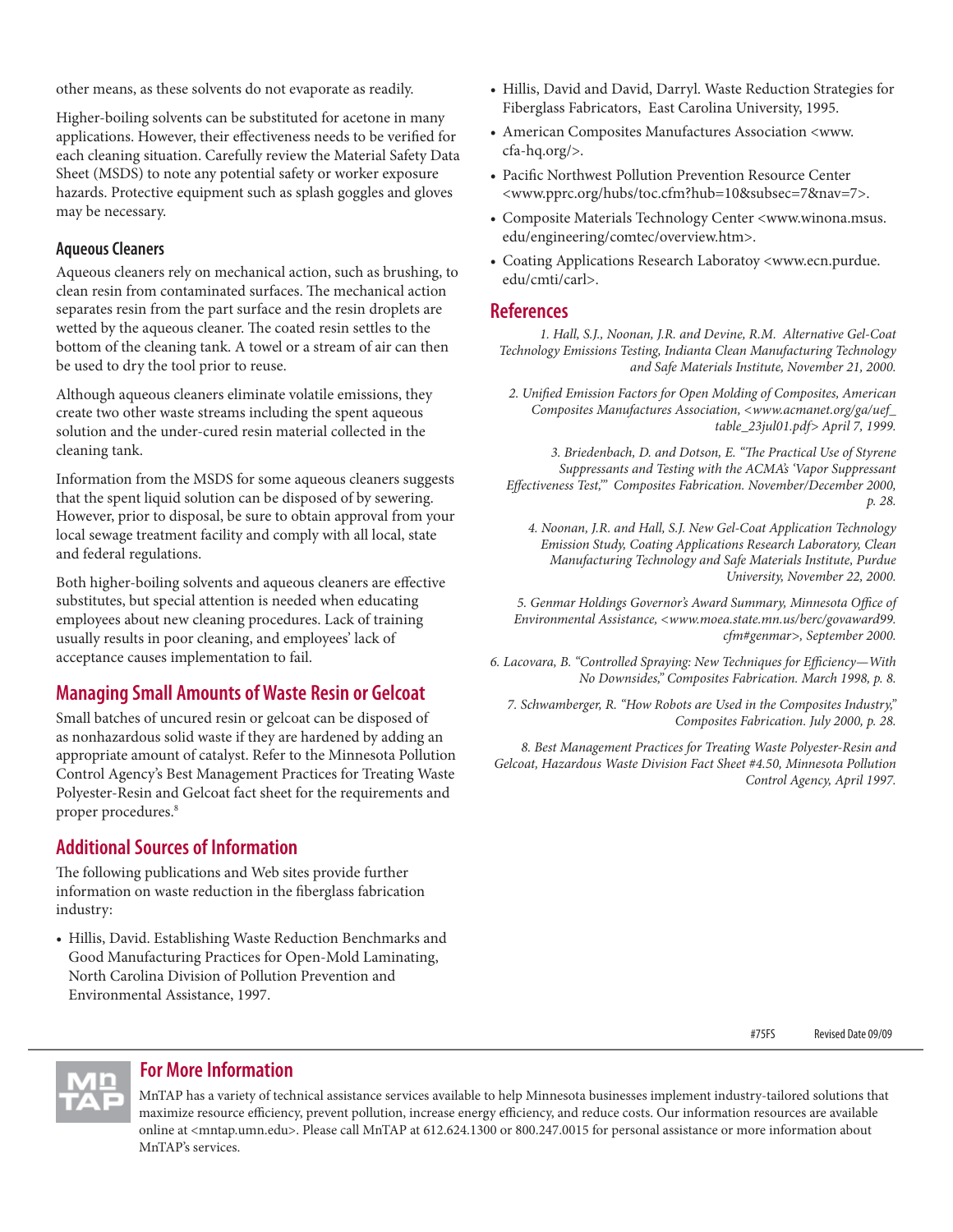other means, as these solvents do not evaporate as readily.

Higher-boiling solvents can be substituted for acetone in many applications. However, their effectiveness needs to be verified for each cleaning situation. Carefully review the Material Safety Data Sheet (MSDS) to note any potential safety or worker exposure hazards. Protective equipment such as splash goggles and gloves may be necessary.

### Aqueous Cleaners

Aqueous cleaners rely on mechanical action, such as brushing, to clean resin from contaminated surfaces. The mechanical action separates resin from the part surface and the resin droplets are wetted by the aqueous cleaner. The coated resin settles to the bottom of the cleaning tank. A towel or a stream of air can then be used to dry the tool prior to reuse.

Although aqueous cleaners eliminate volatile emissions, they create two other waste streams including the spent aqueous solution and the under-cured resin material collected in the cleaning tank.

Information from the MSDS for some aqueous cleaners suggests that the spent liquid solution can be disposed of by sewering. However, prior to disposal, be sure to obtain approval from your local sewage treatment facility and comply with all local, state and federal regulations.

Both higher-boiling solvents and aqueous cleaners are effective substitutes, but special attention is needed when educating employees about new cleaning procedures. Lack of training usually results in poor cleaning, and employees' lack of acceptance causes implementation to fail.

## Managing Small Amounts of Waste Resin or Gelcoat

Small batches of uncured resin or gelcoat can be disposed of as nonhazardous solid waste if they are hardened by adding an appropriate amount of catalyst. Refer to the Minnesota Pollution Control Agency's Best Management Practices for Treating Waste Polyester-Resin and Gelcoat fact sheet for the requirements and proper procedures.[8]

## Additional Sources of Information

The following publications and Web sites provide further information on waste reduction in the fiberglass fabrication industry:

- Hillis, David. Establishing Waste Reduction Benchmarks and Good Manufacturing Practices for Open-Mold Laminating, North Carolina Division of Pollution Prevention and Environmental Assistance, 1997.
- Hillis, David and David, Darryl. Waste Reduction Strategies for Fiberglass Fabricators, East Carolina University, 1995.
- American Composites Manufactures Association <www.cfa-hq.org/>.
- Pacific Northwest Pollution Prevention Resource Center <www.pprc.org/hubs/toc.cfm?hub=10&subsec=7&nav=7>.
- Composite Materials Technology Center <www.winona.msus.edu/engineering/comtec/overview.htm>.
- Coating Applications Research Laboratoy <www.ecn.purdue.edu/cmti/carl>.

## References

*1. Hall, S.J., Noonan, J.R. and Devine, R.M. Alternative Gel-Coat Technology Emissions Testing, Indianta Clean Manufacturing Technology and Safe Materials Institute, November 21, 2000.*

*2. Unified Emission Factors for Open Molding of Composites, American Composites Manufactures Association, <www.acmanet.org/ga/uef_table_23jul01.pdf> April 7, 1999.*

*3. Briedenbach, D. and Dotson, E. "The Practical Use of Styrene Suppressants and Testing with the ACMA's 'Vapor Suppressant Effectiveness Test,'" Composites Fabrication. November/December 2000, p. 28.*

*4. Noonan, J.R. and Hall, S.J. New Gel-Coat Application Technology Emission Study, Coating Applications Research Laboratory, Clean Manufacturing Technology and Safe Materials Institute, Purdue University, November 22, 2000.*

*5. Genmar Holdings Governor's Award Summary, Minnesota Office of Environmental Assistance, <www.moea.state.mn.us/berc/govaward99.cfm#genmar>, September 2000.*

*6. Lacovara, B. "Controlled Spraying: New Techniques for Efficiency—With No Downsides," Composites Fabrication. March 1998, p. 8.*

*7. Schwamberger, R. "How Robots are Used in the Composites Industry," Composites Fabrication. July 2000, p. 28.*

*8. Best Management Practices for Treating Waste Polyester-Resin and Gelcoat, Hazardous Waste Division Fact Sheet #4.50, Minnesota Pollution Control Agency, April 1997.*

#75FS Revised Date 09/09

## For More Information

MnTAP has a variety of technical assistance services available to help Minnesota businesses implement industry-tailored solutions that maximize resource efficiency, prevent pollution, increase energy efficiency, and reduce costs. Our information resources are available online at <mntap.umn.edu>. Please call MnTAP at 612.624.1300 or 800.247.0015 for personal assistance or more information about MnTAP's services.